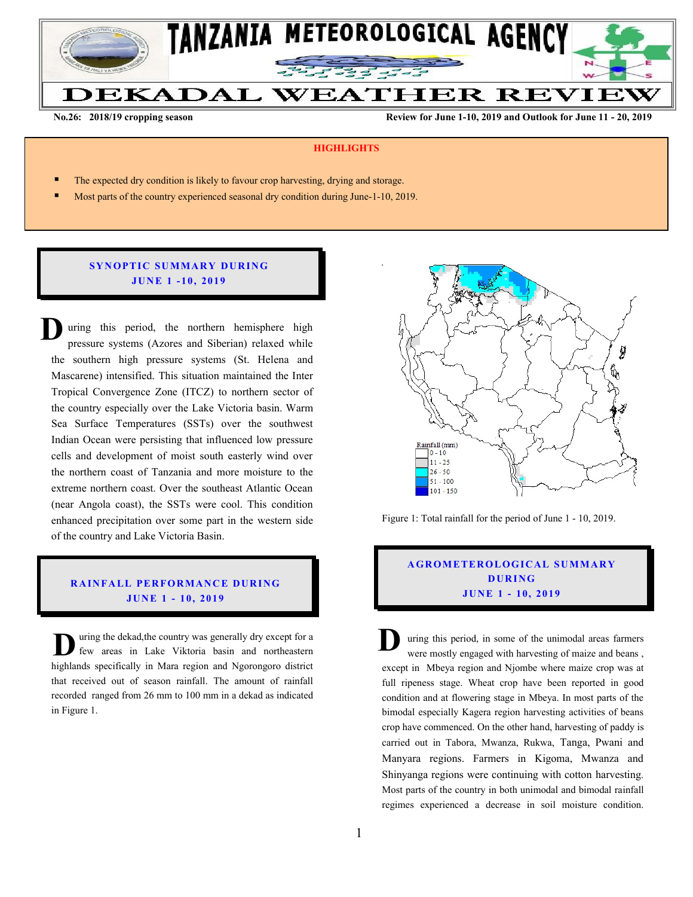# TANZANIA METEOROLOGICAL AGENCY

# DEKADAL WEATHER REVIEW

**No.26: 2018/19 cropping season** | **Review for June 1-10, 2019 and Outlook for June 11 - 20, 2019**

## HIGHLIGHTS

- The expected dry condition is likely to favour crop harvesting, drying and storage.
- Most parts of the country experienced seasonal dry condition during June-1-10, 2019.

## SYNOPTIC SUMMARY DURING JUNE 1 -10, 2019

During this period, the northern hemisphere high pressure systems (Azores and Siberian) relaxed while the southern high pressure systems (St. Helena and Mascarene) intensified. This situation maintained the Inter Tropical Convergence Zone (ITCZ) to northern sector of the country especially over the Lake Victoria basin. Warm Sea Surface Temperatures (SSTs) over the southwest Indian Ocean were persisting that influenced low pressure cells and development of moist south easterly wind over the northern coast of Tanzania and more moisture to the extreme northern coast. Over the southeast Atlantic Ocean (near Angola coast), the SSTs were cool. This condition enhanced precipitation over some part in the western side of the country and Lake Victoria Basin.

## RAINFALL PERFORMANCE DURING JUNE 1 - 10, 2019

During the dekad,the country was generally dry except for a few areas in Lake Viktoria basin and northeastern highlands specifically in Mara region and Ngorongoro district that received out of season rainfall. The amount of rainfall recorded ranged from 26 mm to 100 mm in a dekad as indicated in Figure 1.

Rainfall (mm): 0 - 10; 11 - 25; 26 - 50; 51 - 100; 101 - 150

Figure 1: Total rainfall for the period of June 1 - 10, 2019.

## AGROMETEROLOGICAL SUMMARY DURING JUNE 1 - 10, 2019

During this period, in some of the unimodal areas farmers were mostly engaged with harvesting of maize and beans , except in Mbeya region and Njombe where maize crop was at full ripeness stage. Wheat crop have been reported in good condition and at flowering stage in Mbeya. In most parts of the bimodal especially Kagera region harvesting activities of beans crop have commenced. On the other hand, harvesting of paddy is carried out in Tabora, Mwanza, Rukwa, Tanga, Pwani and Manyara regions. Farmers in Kigoma, Mwanza and Shinyanga regions were continuing with cotton harvesting. Most parts of the country in both unimodal and bimodal rainfall regimes experienced a decrease in soil moisture condition.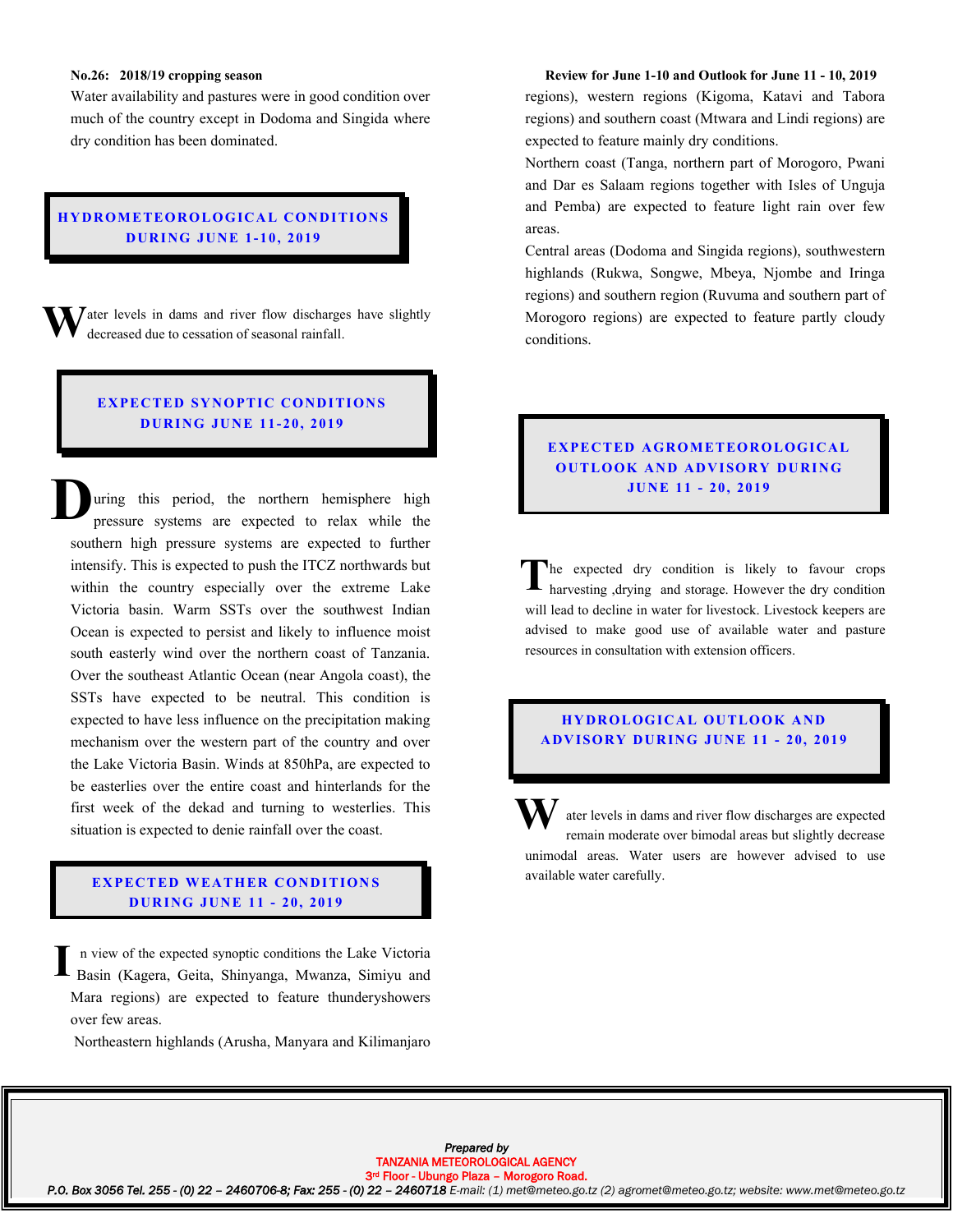Water availability and pastures were in good condition over much of the country except in Dodoma and Singida where dry condition has been dominated.

## HYDROMETEOROLOGICAL CONDITIONS DURING JUNE 1-10, 2019

Water levels in dams and river flow discharges have slightly decreased due to cessation of seasonal rainfall.

## EXPECTED SYNOPTIC CONDITIONS DURING JUNE 11-20, 2019

During this period, the northern hemisphere high pressure systems are expected to relax while the southern high pressure systems are expected to further intensify. This is expected to push the ITCZ northwards but within the country especially over the extreme Lake Victoria basin. Warm SSTs over the southwest Indian Ocean is expected to persist and likely to influence moist south easterly wind over the northern coast of Tanzania. Over the southeast Atlantic Ocean (near Angola coast), the SSTs have expected to be neutral. This condition is expected to have less influence on the precipitation making mechanism over the western part of the country and over the Lake Victoria Basin. Winds at 850hPa, are expected to be easterlies over the entire coast and hinterlands for the first week of the dekad and turning to westerlies. This situation is expected to denie rainfall over the coast.

## EXPECTED WEATHER CONDITIONS DURING JUNE 11 - 20, 2019

In view of the expected synoptic conditions the Lake Victoria Basin (Kagera, Geita, Shinyanga, Mwanza, Simiyu and Mara regions) are expected to feature thundershowers over few areas.

Northeastern highlands (Arusha, Manyara and Kilimanjaro regions), western regions (Kigoma, Katavi and Tabora regions) and southern coast (Mtwara and Lindi regions) are expected to feature mainly dry conditions.

Northern coast (Tanga, northern part of Morogoro, Pwani and Dar es Salaam regions together with Isles of Unguja and Pemba) are expected to feature light rain over few areas.

Central areas (Dodoma and Singida regions), southwestern highlands (Rukwa, Songwe, Mbeya, Njombe and Iringa regions) and southern region (Ruvuma and southern part of Morogoro regions) are expected to feature partly cloudy conditions.

## EXPECTED AGROMETEOROLOGICAL OUTLOOK AND ADVISORY DURING JUNE 11 - 20, 2019

The expected dry condition is likely to favour crops harvesting ,drying and storage. However the dry condition will lead to decline in water for livestock. Livestock keepers are advised to make good use of available water and pasture resources in consultation with extension officers.

## HYDROLOGICAL OUTLOOK AND ADVISORY DURING JUNE 11 - 20, 2019

Water levels in dams and river flow discharges are expected remain moderate over bimodal areas but slightly decrease unimodal areas. Water users are however advised to use available water carefully.

*Prepared by*
TANZANIA METEOROLOGICAL AGENCY
3rd Floor - Ubungo Plaza – Morogoro Road.
*P.O. Box 3056 Tel. 255 - (0) 22 – 2460706-8; Fax: 255 - (0) 22 – 2460718 E-mail: (1) met@meteo.go.tz (2) agromet@meteo.go.tz; website: www.met@meteo.go.tz*